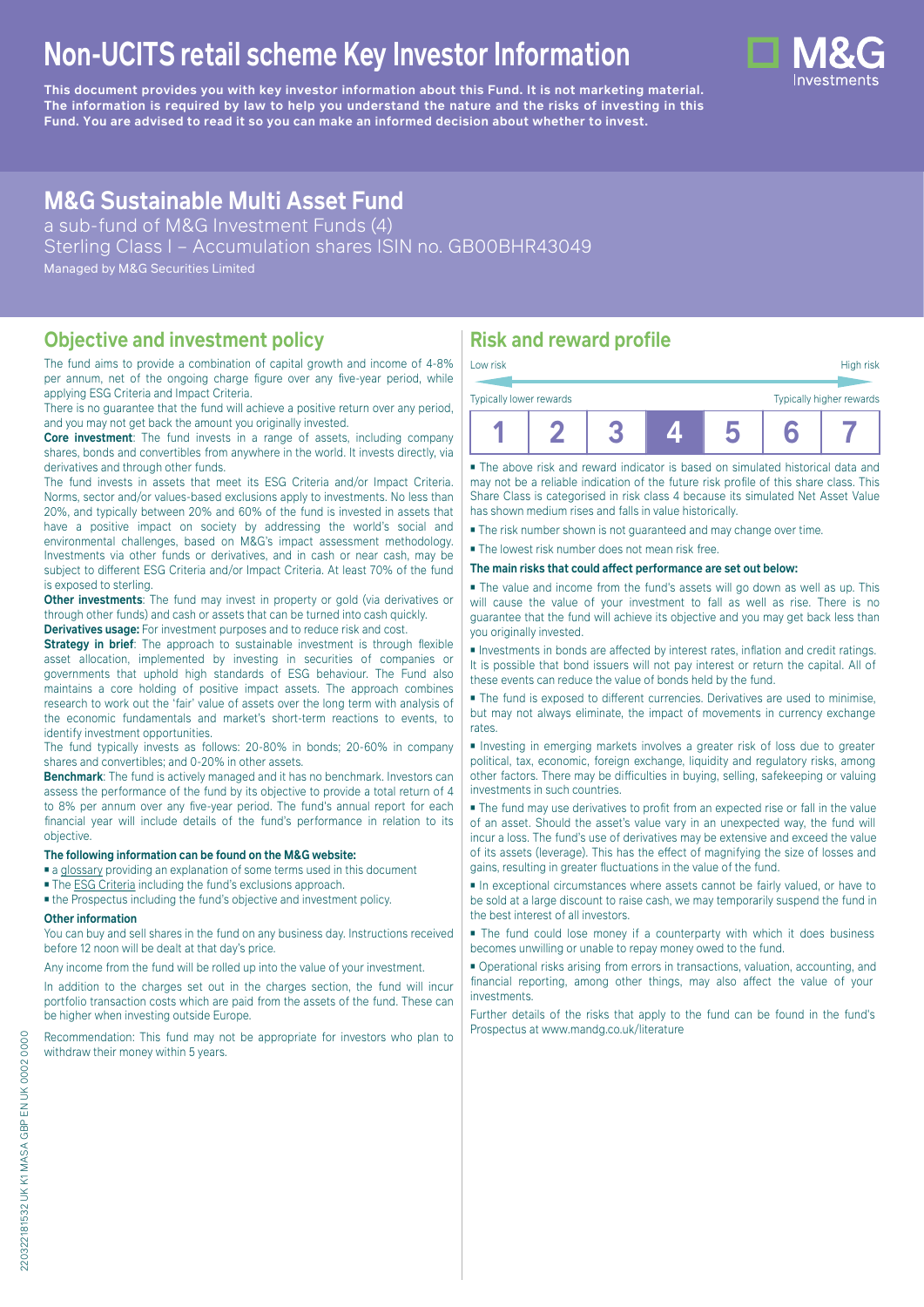# Non-UCITS retail scheme Key Investor Information

**This document provides you with key investor information about this Fund. It is not marketing material. The information is required by law to help you understand the nature and the risks of investing in this Fund. You are advised to read it so you can make an informed decision about whether to invest.**

## M&G Sustainable Multi Asset Fund

a sub-fund of M&G Investment Funds (4)

Sterling Class I – Accumulation shares ISIN no. GB00BHR43049

Managed by M&G Securities Limited

## Objective and investment policy

The fund aims to provide a combination of capital growth and income of 4-8% per annum, net of the ongoing charge figure over any five-year period, while applying ESG Criteria and Impact Criteria.

There is no guarantee that the fund will achieve a positive return over any period, and you may not get back the amount you originally invested.

**Core investment**: The fund invests in a range of assets, including company shares, bonds and convertibles from anywhere in the world. It invests directly, via derivatives and through other funds.

The fund invests in assets that meet its ESG Criteria and/or Impact Criteria. Norms, sector and/or values-based exclusions apply to investments. No less than 20%, and typically between 20% and 60% of the fund is invested in assets that have a positive impact on society by addressing the world's social and environmental challenges, based on M&G's impact assessment methodology. Investments via other funds or derivatives, and in cash or near cash, may be subject to different ESG Criteria and/or Impact Criteria. At least 70% of the fund is exposed to sterling.

**Other investments**: The fund may invest in property or gold (via derivatives or through other funds) and cash or assets that can be turned into cash quickly.

**Derivatives usage:** For investment purposes and to reduce risk and cost.

**Strategy in brief**: The approach to sustainable investment is through flexible asset allocation, implemented by investing in securities of companies or governments that uphold high standards of ESG behaviour. The Fund also maintains a core holding of positive impact assets. The approach combines research to work out the 'fair' value of assets over the long term with analysis of the economic fundamentals and market's short-term reactions to events, to identify investment opportunities.

The fund typically invests as follows: 20-80% in bonds; 20-60% in company shares and convertibles; and 0-20% in other assets.

**Benchmark**: The fund is actively managed and it has no benchmark. Investors can assess the performance of the fund by its objective to provide a total return of 4 to 8% per annum over any five-year period. The fund's annual report for each financial year will include details of the fund's performance in relation to its objective.

**The following information can be found on the M&G website:**

- a glossary providing an explanation of some terms used in this document
- The ESG Criteria including the fund's exclusions approach.
- the Prospectus including the fund's objective and investment policy.

**Other information**

You can buy and sell shares in the fund on any business day. Instructions received before 12 noon will be dealt at that day's price.

Any income from the fund will be rolled up into the value of your investment.

In addition to the charges set out in the charges section, the fund will incur portfolio transaction costs which are paid from the assets of the fund. These can be higher when investing outside Europe.

Recommendation: This fund may not be appropriate for investors who plan to withdraw their money within 5 years.

## Risk and reward profile

Low risk — High risk

Typically lower rewards — Typically higher rewards

| 1 | 2 | 3 | **4** | 5 | 6 | 7 |
|---|---|---|---|---|---|---|

- The above risk and reward indicator is based on simulated historical data and may not be a reliable indication of the future risk profile of this share class. This Share Class is categorised in risk class 4 because its simulated Net Asset Value has shown medium rises and falls in value historically.
- The risk number shown is not guaranteed and may change over time.
- The lowest risk number does not mean risk free.

**The main risks that could affect performance are set out below:**

- The value and income from the fund's assets will go down as well as up. This will cause the value of your investment to fall as well as rise. There is no guarantee that the fund will achieve its objective and you may get back less than you originally invested.
- Investments in bonds are affected by interest rates, inflation and credit ratings. It is possible that bond issuers will not pay interest or return the capital. All of these events can reduce the value of bonds held by the fund.
- The fund is exposed to different currencies. Derivatives are used to minimise, but may not always eliminate, the impact of movements in currency exchange rates.
- Investing in emerging markets involves a greater risk of loss due to greater political, tax, economic, foreign exchange, liquidity and regulatory risks, among other factors. There may be difficulties in buying, selling, safekeeping or valuing investments in such countries.
- The fund may use derivatives to profit from an expected rise or fall in the value of an asset. Should the asset's value vary in an unexpected way, the fund will incur a loss. The fund's use of derivatives may be extensive and exceed the value of its assets (leverage). This has the effect of magnifying the size of losses and gains, resulting in greater fluctuations in the value of the fund.
- In exceptional circumstances where assets cannot be fairly valued, or have to be sold at a large discount to raise cash, we may temporarily suspend the fund in the best interest of all investors.
- The fund could lose money if a counterparty with which it does business becomes unwilling or unable to repay money owed to the fund.
- Operational risks arising from errors in transactions, valuation, accounting, and financial reporting, among other things, may also affect the value of your investments.

Further details of the risks that apply to the fund can be found in the fund's Prospectus at www.mandg.co.uk/literature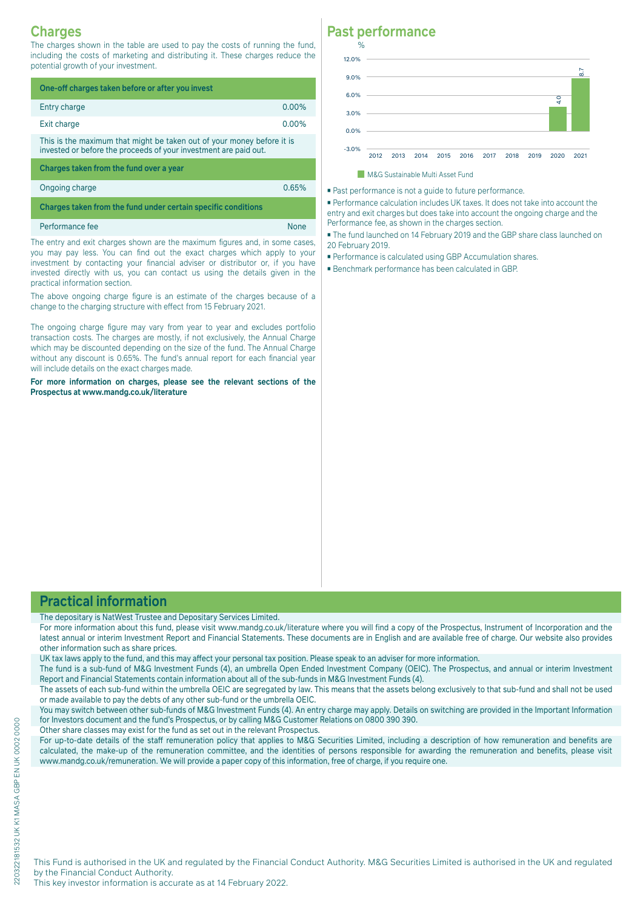## Charges

The charges shown in the table are used to pay the costs of running the fund, including the costs of marketing and distributing it. These charges reduce the potential growth of your investment.

| One-off charges taken before or after you invest | |
|---|---|
| Entry charge | 0.00% |
| Exit charge | 0.00% |
| This is the maximum that might be taken out of your money before it is invested or before the proceeds of your investment are paid out. | |
| **Charges taken from the fund over a year** | |
| Ongoing charge | 0.65% |
| **Charges taken from the fund under certain specific conditions** | |
| Performance fee | None |

The entry and exit charges shown are the maximum figures and, in some cases, you may pay less. You can find out the exact charges which apply to your investment by contacting your financial adviser or distributor or, if you have invested directly with us, you can contact us using the details given in the practical information section.

The above ongoing charge figure is an estimate of the charges because of a change to the charging structure with effect from 15 February 2021.

The ongoing charge figure may vary from year to year and excludes portfolio transaction costs. The charges are mostly, if not exclusively, the Annual Charge which may be discounted depending on the size of the fund. The Annual Charge without any discount is 0.65%. The fund's annual report for each financial year will include details on the exact charges made.

**For more information on charges, please see the relevant sections of the Prospectus at www.mandg.co.uk/literature**

## Past performance

%

12.0%
9.0%
6.0%
3.0%
0.0%
-3.0%

2012 2013 2014 2015 2016 2017 2018 2019 2020 2021

4.0
8.7

M&G Sustainable Multi Asset Fund

- Past performance is not a guide to future performance.
- Performance calculation includes UK taxes. It does not take into account the entry and exit charges but does take into account the ongoing charge and the Performance fee, as shown in the charges section.
- The fund launched on 14 February 2019 and the GBP share class launched on 20 February 2019.
- Performance is calculated using GBP Accumulation shares.
- Benchmark performance has been calculated in GBP.

## Practical information

The depositary is NatWest Trustee and Depositary Services Limited.

For more information about this fund, please visit www.mandg.co.uk/literature where you will find a copy of the Prospectus, Instrument of Incorporation and the latest annual or interim Investment Report and Financial Statements. These documents are in English and are available free of charge. Our website also provides other information such as share prices.

UK tax laws apply to the fund, and this may affect your personal tax position. Please speak to an adviser for more information.

The fund is a sub-fund of M&G Investment Funds (4), an umbrella Open Ended Investment Company (OEIC). The Prospectus, and annual or interim Investment Report and Financial Statements contain information about all of the sub-funds in M&G Investment Funds (4).

The assets of each sub-fund within the umbrella OEIC are segregated by law. This means that the assets belong exclusively to that sub-fund and shall not be used or made available to pay the debts of any other sub-fund or the umbrella OEIC.

You may switch between other sub-funds of M&G Investment Funds (4). An entry charge may apply. Details on switching are provided in the Important Information for Investors document and the fund's Prospectus, or by calling M&G Customer Relations on 0800 390 390.

Other share classes may exist for the fund as set out in the relevant Prospectus.

For up-to-date details of the staff remuneration policy that applies to M&G Securities Limited, including a description of how remuneration and benefits are calculated, the make-up of the remuneration committee, and the identities of persons responsible for awarding the remuneration and benefits, please visit www.mandg.co.uk/remuneration. We will provide a paper copy of this information, free of charge, if you require one.

This Fund is authorised in the UK and regulated by the Financial Conduct Authority. M&G Securities Limited is authorised in the UK and regulated by the Financial Conduct Authority.

This key investor information is accurate as at 14 February 2022.

220322181532 UK K1 MASA GBP EN UK 0002 0000